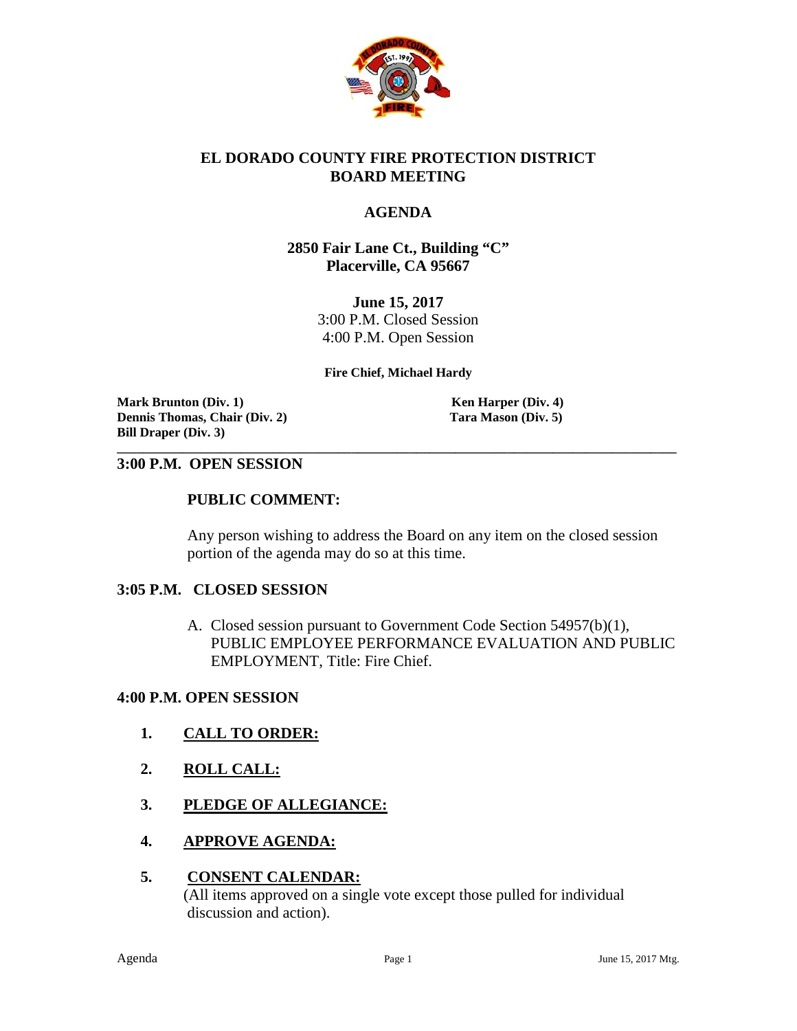# EL DORADO COUNTY FIRE PROTECTION DISTRICT
## BOARD MEETING

## AGENDA

**2850 Fair Lane Ct., Building "C"**
**Placerville, CA 95667**

**June 15, 2017**
3:00 P.M. Closed Session
4:00 P.M. Open Session

**Fire Chief, Michael Hardy**

**Mark Brunton (Div. 1)**
**Dennis Thomas, Chair (Div. 2)**
**Bill Draper (Div. 3)**
**Ken Harper (Div. 4)**
**Tara Mason (Div. 5)**

---

### 3:00 P.M. OPEN SESSION

**PUBLIC COMMENT:**

Any person wishing to address the Board on any item on the closed session portion of the agenda may do so at this time.

### 3:05 P.M. CLOSED SESSION

A. Closed session pursuant to Government Code Section 54957(b)(1), PUBLIC EMPLOYEE PERFORMANCE EVALUATION AND PUBLIC EMPLOYMENT, Title: Fire Chief.

### 4:00 P.M. OPEN SESSION

1. **CALL TO ORDER:**

2. **ROLL CALL:**

3. **PLEDGE OF ALLEGIANCE:**

4. **APPROVE AGENDA:**

5. **CONSENT CALENDAR:**
   (All items approved on a single vote except those pulled for individual discussion and action).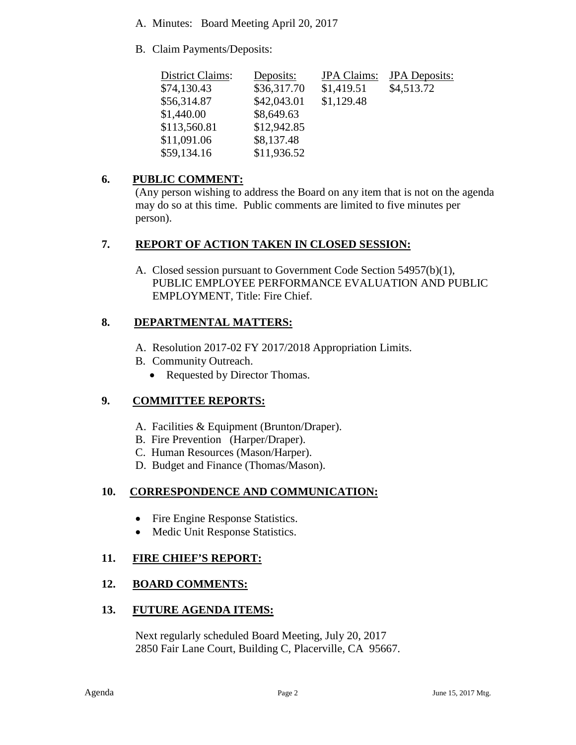A. Minutes: Board Meeting April 20, 2017

B. Claim Payments/Deposits:

| District Claims: | Deposits: | JPA Claims: | JPA Deposits: |
|---|---|---|---|
| $74,130.43 | $36,317.70 | $1,419.51 | $4,513.72 |
| $56,314.87 | $42,043.01 | $1,129.48 | |
| $1,440.00 | $8,649.63 | | |
| $113,560.81 | $12,942.85 | | |
| $11,091.06 | $8,137.48 | | |
| $59,134.16 | $11,936.52 | | |

## 6. PUBLIC COMMENT:

(Any person wishing to address the Board on any item that is not on the agenda may do so at this time. Public comments are limited to five minutes per person).

## 7. REPORT OF ACTION TAKEN IN CLOSED SESSION:

A. Closed session pursuant to Government Code Section 54957(b)(1), PUBLIC EMPLOYEE PERFORMANCE EVALUATION AND PUBLIC EMPLOYMENT, Title: Fire Chief.

## 8. DEPARTMENTAL MATTERS:

A. Resolution 2017-02 FY 2017/2018 Appropriation Limits.

B. Community Outreach.
   - Requested by Director Thomas.

## 9. COMMITTEE REPORTS:

A. Facilities & Equipment (Brunton/Draper).

B. Fire Prevention (Harper/Draper).

C. Human Resources (Mason/Harper).

D. Budget and Finance (Thomas/Mason).

## 10. CORRESPONDENCE AND COMMUNICATION:

- Fire Engine Response Statistics.
- Medic Unit Response Statistics.

## 11. FIRE CHIEF'S REPORT:

## 12. BOARD COMMENTS:

## 13. FUTURE AGENDA ITEMS:

Next regularly scheduled Board Meeting, July 20, 2017
2850 Fair Lane Court, Building C, Placerville, CA 95667.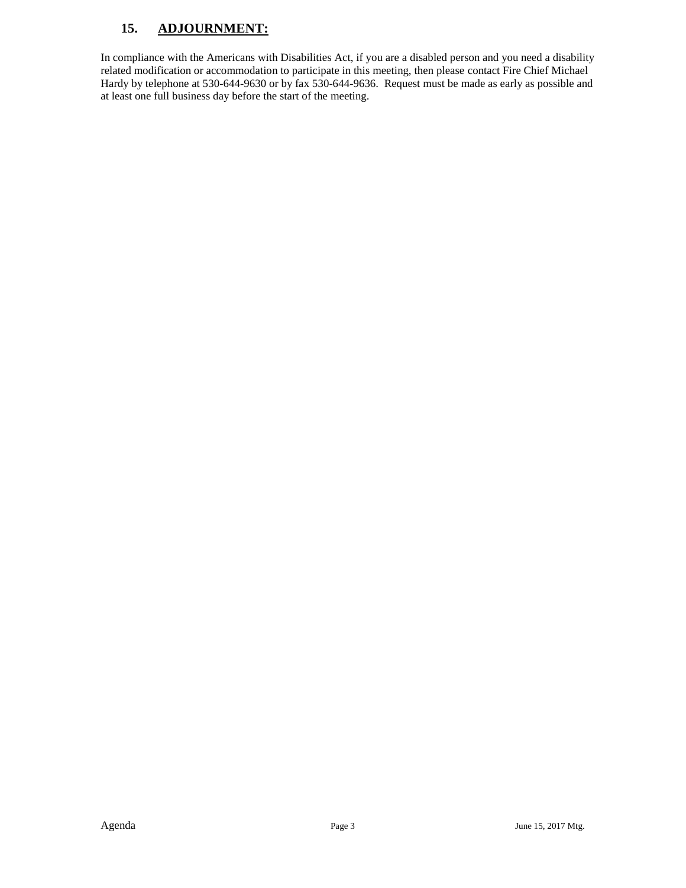## 15. ADJOURNMENT:

In compliance with the Americans with Disabilities Act, if you are a disabled person and you need a disability related modification or accommodation to participate in this meeting, then please contact Fire Chief Michael Hardy by telephone at 530-644-9630 or by fax 530-644-9636. Request must be made as early as possible and at least one full business day before the start of the meeting.